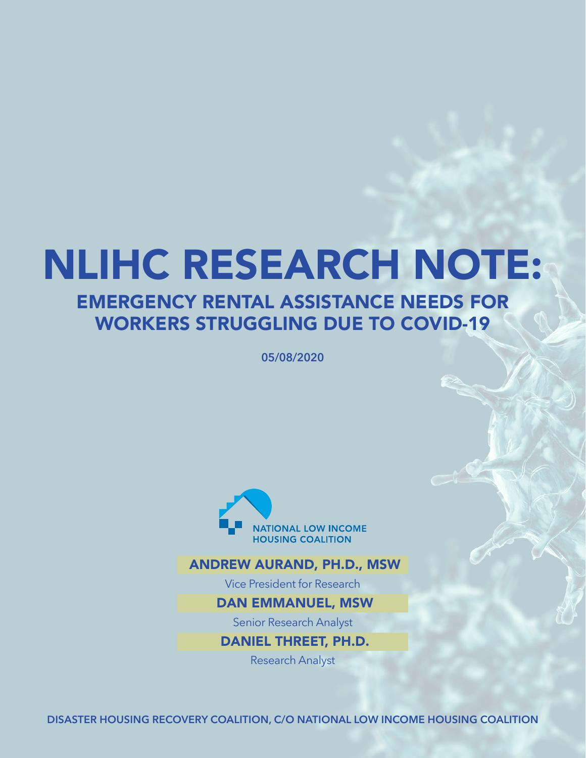# NLIHC RESEARCH NOTE:

## EMERGENCY RENTAL ASSISTANCE NEEDS FOR WORKERS STRUGGLING DUE TO COVID-19

05/08/2020

NATIONAL LOW INCOME HOUSING COALITION

**ANDREW AURAND, PH.D., MSW**

Vice President for Research

**DAN EMMANUEL, MSW**

Senior Research Analyst

**DANIEL THREET, PH.D.**

Research Analyst

DISASTER HOUSING RECOVERY COALITION, C/O NATIONAL LOW INCOME HOUSING COALITION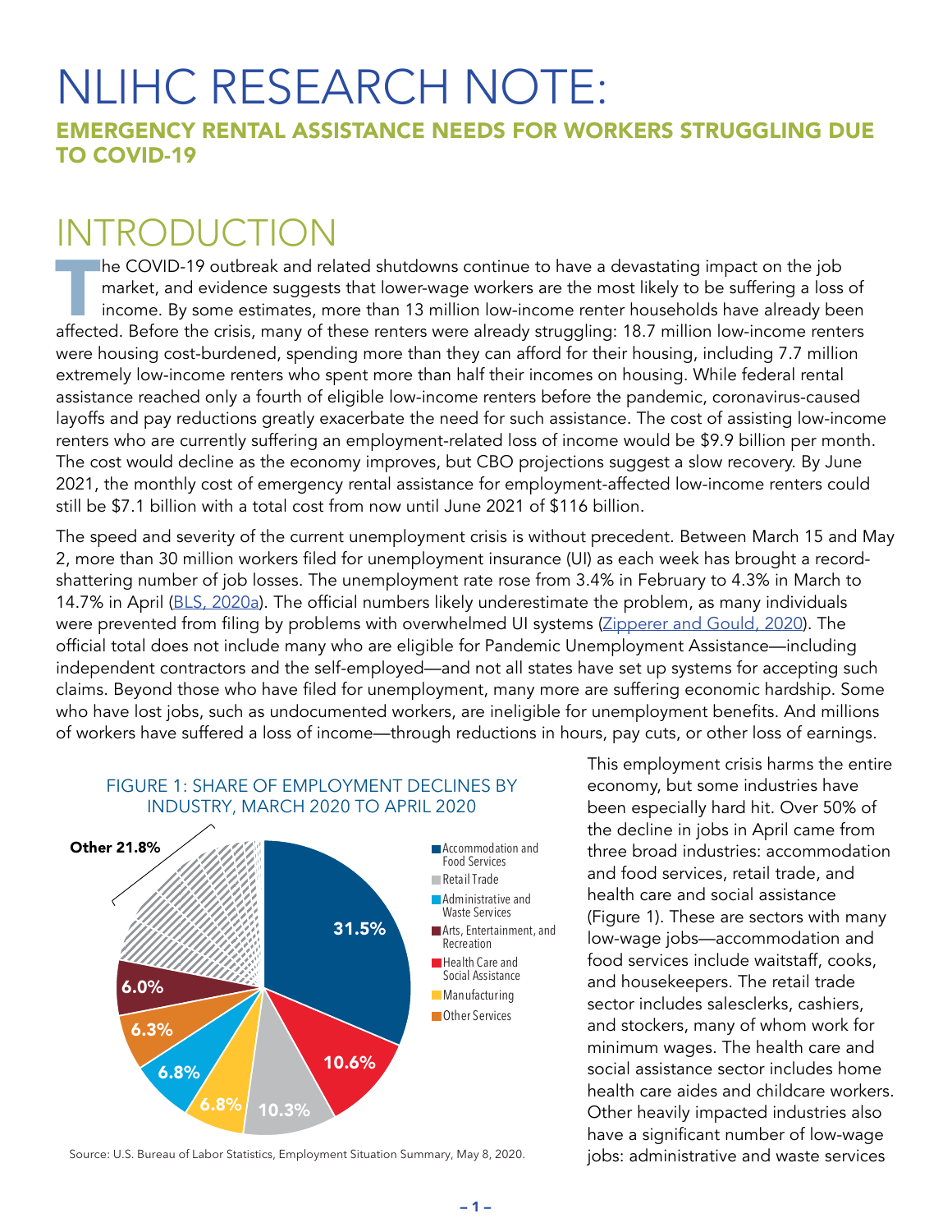# NLIHC RESEARCH NOTE:

## EMERGENCY RENTAL ASSISTANCE NEEDS FOR WORKERS STRUGGLING DUE TO COVID-19

# INTRODUCTION

The COVID-19 outbreak and related shutdowns continue to have a devastating impact on the job market, and evidence suggests that lower-wage workers are the most likely to be suffering a loss of income. By some estimates, more than 13 million low-income renter households have already been affected. Before the crisis, many of these renters were already struggling: 18.7 million low-income renters were housing cost-burdened, spending more than they can afford for their housing, including 7.7 million extremely low-income renters who spent more than half their incomes on housing. While federal rental assistance reached only a fourth of eligible low-income renters before the pandemic, coronavirus-caused layoffs and pay reductions greatly exacerbate the need for such assistance. The cost of assisting low-income renters who are currently suffering an employment-related loss of income would be $9.9 billion per month. The cost would decline as the economy improves, but CBO projections suggest a slow recovery. By June 2021, the monthly cost of emergency rental assistance for employment-affected low-income renters could still be $7.1 billion with a total cost from now until June 2021 of $116 billion.

The speed and severity of the current unemployment crisis is without precedent. Between March 15 and May 2, more than 30 million workers filed for unemployment insurance (UI) as each week has brought a record-shattering number of job losses. The unemployment rate rose from 3.4% in February to 4.3% in March to 14.7% in April (BLS, 2020a). The official numbers likely underestimate the problem, as many individuals were prevented from filing by problems with overwhelmed UI systems (Zipperer and Gould, 2020). The official total does not include many who are eligible for Pandemic Unemployment Assistance—including independent contractors and the self-employed—and not all states have set up systems for accepting such claims. Beyond those who have filed for unemployment, many more are suffering economic hardship. Some who have lost jobs, such as undocumented workers, are ineligible for unemployment benefits. And millions of workers have suffered a loss of income—through reductions in hours, pay cuts, or other loss of earnings.

FIGURE 1: SHARE OF EMPLOYMENT DECLINES BY INDUSTRY, MARCH 2020 TO APRIL 2020

| Industry | Share |
|---|---|
| Accommodation and Food Services | 31.5% |
| Health Care and Social Assistance | 10.6% |
| Retail Trade | 10.3% |
| Manufacturing | 6.8% |
| Administrative and Waste Services | 6.8% |
| Other Services | 6.3% |
| Arts, Entertainment, and Recreation | 6.0% |
| Other | 21.8% |

Source: U.S. Bureau of Labor Statistics, Employment Situation Summary, May 8, 2020.

This employment crisis harms the entire economy, but some industries have been especially hard hit. Over 50% of the decline in jobs in April came from three broad industries: accommodation and food services, retail trade, and health care and social assistance (Figure 1). These are sectors with many low-wage jobs—accommodation and food services include waitstaff, cooks, and housekeepers. The retail trade sector includes salesclerks, cashiers, and stockers, many of whom work for minimum wages. The health care and social assistance sector includes home health care aides and childcare workers. Other heavily impacted industries also have a significant number of low-wage jobs: administrative and waste services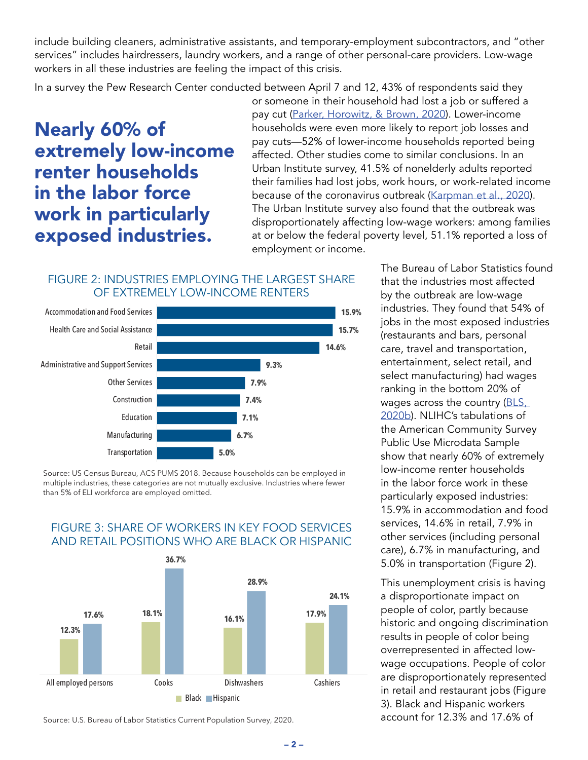include building cleaners, administrative assistants, and temporary-employment subcontractors, and "other services" includes hairdressers, laundry workers, and a range of other personal-care providers. Low-wage workers in all these industries are feeling the impact of this crisis.

In a survey the Pew Research Center conducted between April 7 and 12, 43% of respondents said they or someone in their household had lost a job or suffered a pay cut (Parker, Horowitz, & Brown, 2020). Lower-income households were even more likely to report job losses and pay cuts—52% of lower-income households reported being affected. Other studies come to similar conclusions. In an Urban Institute survey, 41.5% of nonelderly adults reported their families had lost jobs, work hours, or work-related income because of the coronavirus outbreak (Karpman et al., 2020). The Urban Institute survey also found that the outbreak was disproportionately affecting low-wage workers: among families at or below the federal poverty level, 51.1% reported a loss of employment or income.

## Nearly 60% of extremely low-income renter households in the labor force work in particularly exposed industries.

The Bureau of Labor Statistics found that the industries most affected by the outbreak are low-wage industries. They found that 54% of jobs in the most exposed industries (restaurants and bars, personal care, travel and transportation, entertainment, select retail, and select manufacturing) had wages ranking in the bottom 20% of wages across the country (BLS, 2020b). NLIHC's tabulations of the American Community Survey Public Use Microdata Sample show that nearly 60% of extremely low-income renter households in the labor force work in these particularly exposed industries: 15.9% in accommodation and food services, 14.6% in retail, 7.9% in other services (including personal care), 6.7% in manufacturing, and 5.0% in transportation (Figure 2).

### FIGURE 2: INDUSTRIES EMPLOYING THE LARGEST SHARE OF EXTREMELY LOW-INCOME RENTERS

| Industry | Share |
|---|---|
| Accommodation and Food Services | 15.9% |
| Health Care and Social Assistance | 15.7% |
| Retail | 14.6% |
| Administrative and Support Services | 9.3% |
| Other Services | 7.9% |
| Construction | 7.4% |
| Education | 7.1% |
| Manufacturing | 6.7% |
| Transportation | 5.0% |

Source: US Census Bureau, ACS PUMS 2018. Because households can be employed in multiple industries, these categories are not mutually exclusive. Industries where fewer than 5% of ELI workforce are employed omitted.

### FIGURE 3: SHARE OF WORKERS IN KEY FOOD SERVICES AND RETAIL POSITIONS WHO ARE BLACK OR HISPANIC

| | Black | Hispanic |
|---|---|---|
| All employed persons | 12.3% | 17.6% |
| Cooks | 18.1% | 36.7% |
| Dishwashers | 16.1% | 28.9% |
| Cashiers | 17.9% | 24.1% |

Source: U.S. Bureau of Labor Statistics Current Population Survey, 2020.

This unemployment crisis is having a disproportionate impact on people of color, partly because historic and ongoing discrimination results in people of color being overrepresented in affected low-wage occupations. People of color are disproportionately represented in retail and restaurant jobs (Figure 3). Black and Hispanic workers account for 12.3% and 17.6% of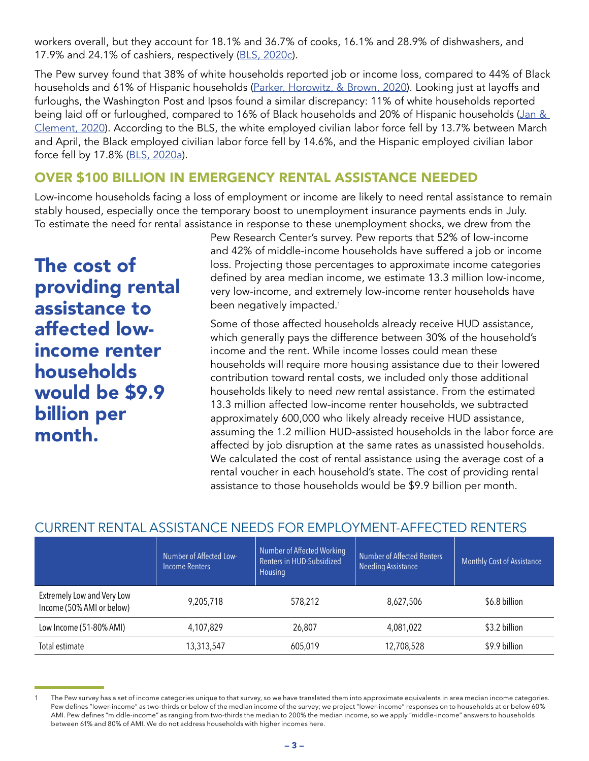workers overall, but they account for 18.1% and 36.7% of cooks, 16.1% and 28.9% of dishwashers, and 17.9% and 24.1% of cashiers, respectively (BLS, 2020c).

The Pew survey found that 38% of white households reported job or income loss, compared to 44% of Black households and 61% of Hispanic households (Parker, Horowitz, & Brown, 2020). Looking just at layoffs and furloughs, the Washington Post and Ipsos found a similar discrepancy: 11% of white households reported being laid off or furloughed, compared to 16% of Black households and 20% of Hispanic households (Jan & Clement, 2020). According to the BLS, the white employed civilian labor force fell by 13.7% between March and April, the Black employed civilian labor force fell by 14.6%, and the Hispanic employed civilian labor force fell by 17.8% (BLS, 2020a).

## OVER $100 BILLION IN EMERGENCY RENTAL ASSISTANCE NEEDED

Low-income households facing a loss of employment or income are likely to need rental assistance to remain stably housed, especially once the temporary boost to unemployment insurance payments ends in July. To estimate the need for rental assistance in response to these unemployment shocks, we drew from the Pew Research Center's survey. Pew reports that 52% of low-income and 42% of middle-income households have suffered a job or income loss. Projecting those percentages to approximate income categories defined by area median income, we estimate 13.3 million low-income, very low-income, and extremely low-income renter households have been negatively impacted.[1]

**The cost of providing rental assistance to affected low-income renter households would be $9.9 billion per month.**

Some of those affected households already receive HUD assistance, which generally pays the difference between 30% of the household's income and the rent. While income losses could mean these households will require more housing assistance due to their lowered contribution toward rental costs, we included only those additional households likely to need *new* rental assistance. From the estimated 13.3 million affected low-income renter households, we subtracted approximately 600,000 who likely already receive HUD assistance, assuming the 1.2 million HUD-assisted households in the labor force are affected by job disruption at the same rates as unassisted households. We calculated the cost of rental assistance using the average cost of a rental voucher in each household's state. The cost of providing rental assistance to those households would be $9.9 billion per month.

### CURRENT RENTAL ASSISTANCE NEEDS FOR EMPLOYMENT-AFFECTED RENTERS

| | Number of Affected Low-Income Renters | Number of Affected Working Renters in HUD-Subsidized Housing | Number of Affected Renters Needing Assistance | Monthly Cost of Assistance |
|---|---|---|---|---|
| Extremely Low and Very Low Income (50% AMI or below) | 9,205,718 | 578,212 | 8,627,506 | $6.8 billion |
| Low Income (51-80% AMI) | 4,107,829 | 26,807 | 4,081,022 | $3.2 billion |
| Total estimate | 13,313,547 | 605,019 | 12,708,528 | $9.9 billion |

1 The Pew survey has a set of income categories unique to that survey, so we have translated them into approximate equivalents in area median income categories. Pew defines "lower-income" as two-thirds or below of the median income of the survey; we project "lower-income" responses on to households at or below 60% AMI. Pew defines "middle-income" as ranging from two-thirds the median to 200% the median income, so we apply "middle-income" answers to households between 61% and 80% of AMI. We do not address households with higher incomes here.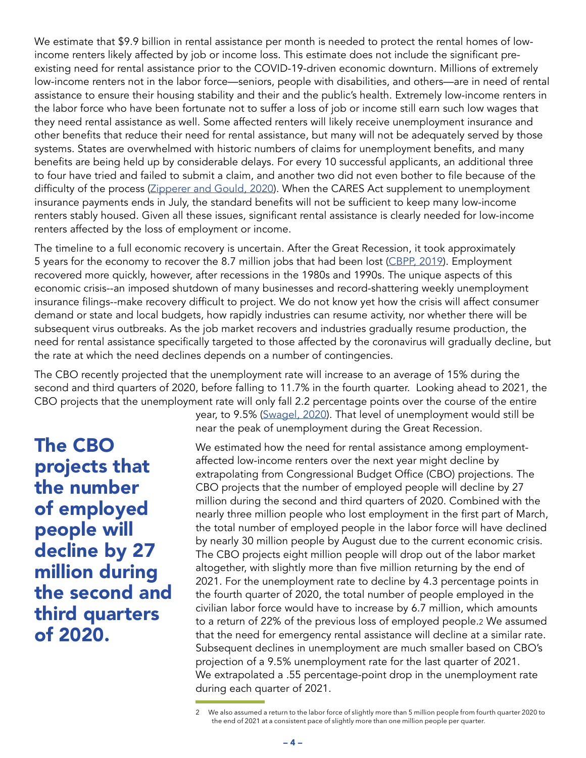We estimate that $9.9 billion in rental assistance per month is needed to protect the rental homes of low-income renters likely affected by job or income loss. This estimate does not include the significant pre-existing need for rental assistance prior to the COVID-19-driven economic downturn. Millions of extremely low-income renters not in the labor force—seniors, people with disabilities, and others—are in need of rental assistance to ensure their housing stability and their and the public's health. Extremely low-income renters in the labor force who have been fortunate not to suffer a loss of job or income still earn such low wages that they need rental assistance as well. Some affected renters will likely receive unemployment insurance and other benefits that reduce their need for rental assistance, but many will not be adequately served by those systems. States are overwhelmed with historic numbers of claims for unemployment benefits, and many benefits are being held up by considerable delays. For every 10 successful applicants, an additional three to four have tried and failed to submit a claim, and another two did not even bother to file because of the difficulty of the process (Zipperer and Gould, 2020). When the CARES Act supplement to unemployment insurance payments ends in July, the standard benefits will not be sufficient to keep many low-income renters stably housed. Given all these issues, significant rental assistance is clearly needed for low-income renters affected by the loss of employment or income.

The timeline to a full economic recovery is uncertain. After the Great Recession, it took approximately 5 years for the economy to recover the 8.7 million jobs that had been lost (CBPP, 2019). Employment recovered more quickly, however, after recessions in the 1980s and 1990s. The unique aspects of this economic crisis--an imposed shutdown of many businesses and record-shattering weekly unemployment insurance filings--make recovery difficult to project. We do not know yet how the crisis will affect consumer demand or state and local budgets, how rapidly industries can resume activity, nor whether there will be subsequent virus outbreaks. As the job market recovers and industries gradually resume production, the need for rental assistance specifically targeted to those affected by the coronavirus will gradually decline, but the rate at which the need declines depends on a number of contingencies.

The CBO recently projected that the unemployment rate will increase to an average of 15% during the second and third quarters of 2020, before falling to 11.7% in the fourth quarter. Looking ahead to 2021, the CBO projects that the unemployment rate will only fall 2.2 percentage points over the course of the entire year, to 9.5% (Swagel, 2020). That level of unemployment would still be near the peak of unemployment during the Great Recession.

**The CBO projects that the number of employed people will decline by 27 million during the second and third quarters of 2020.**

We estimated how the need for rental assistance among employment-affected low-income renters over the next year might decline by extrapolating from Congressional Budget Office (CBO) projections. The CBO projects that the number of employed people will decline by 27 million during the second and third quarters of 2020. Combined with the nearly three million people who lost employment in the first part of March, the total number of employed people in the labor force will have declined by nearly 30 million people by August due to the current economic crisis. The CBO projects eight million people will drop out of the labor market altogether, with slightly more than five million returning by the end of 2021. For the unemployment rate to decline by 4.3 percentage points in the fourth quarter of 2020, the total number of people employed in the civilian labor force would have to increase by 6.7 million, which amounts to a return of 22% of the previous loss of employed people.[2] We assumed that the need for emergency rental assistance will decline at a similar rate. Subsequent declines in unemployment are much smaller based on CBO's projection of a 9.5% unemployment rate for the last quarter of 2021. We extrapolated a .55 percentage-point drop in the unemployment rate during each quarter of 2021.

---

2 We also assumed a return to the labor force of slightly more than 5 million people from fourth quarter 2020 to the end of 2021 at a consistent pace of slightly more than one million people per quarter.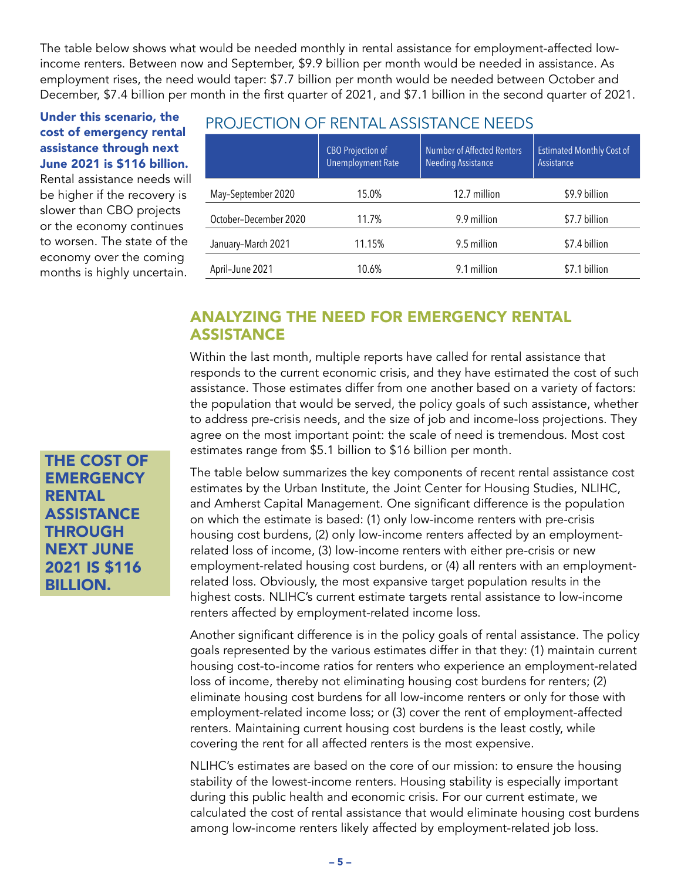The table below shows what would be needed monthly in rental assistance for employment-affected low-income renters. Between now and September, $9.9 billion per month would be needed in assistance. As employment rises, the need would taper: $7.7 billion per month would be needed between October and December, $7.4 billion per month in the first quarter of 2021, and $7.1 billion in the second quarter of 2021.

**Under this scenario, the cost of emergency rental assistance through next June 2021 is $116 billion.** Rental assistance needs will be higher if the recovery is slower than CBO projects or the economy continues to worsen. The state of the economy over the coming months is highly uncertain.

## PROJECTION OF RENTAL ASSISTANCE NEEDS

| | CBO Projection of Unemployment Rate | Number of Affected Renters Needing Assistance | Estimated Monthly Cost of Assistance |
|---|---|---|---|
| May–September 2020 | 15.0% | 12.7 million | $9.9 billion |
| October–December 2020 | 11.7% | 9.9 million | $7.7 billion |
| January–March 2021 | 11.15% | 9.5 million | $7.4 billion |
| April–June 2021 | 10.6% | 9.1 million | $7.1 billion |

## ANALYZING THE NEED FOR EMERGENCY RENTAL ASSISTANCE

Within the last month, multiple reports have called for rental assistance that responds to the current economic crisis, and they have estimated the cost of such assistance. Those estimates differ from one another based on a variety of factors: the population that would be served, the policy goals of such assistance, whether to address pre-crisis needs, and the size of job and income-loss projections. They agree on the most important point: the scale of need is tremendous. Most cost estimates range from $5.1 billion to $16 billion per month.

**THE COST OF EMERGENCY RENTAL ASSISTANCE THROUGH NEXT JUNE 2021 IS $116 BILLION.**

The table below summarizes the key components of recent rental assistance cost estimates by the Urban Institute, the Joint Center for Housing Studies, NLIHC, and Amherst Capital Management. One significant difference is the population on which the estimate is based: (1) only low-income renters with pre-crisis housing cost burdens, (2) only low-income renters affected by an employment-related loss of income, (3) low-income renters with either pre-crisis or new employment-related housing cost burdens, or (4) all renters with an employment-related loss. Obviously, the most expansive target population results in the highest costs. NLIHC's current estimate targets rental assistance to low-income renters affected by employment-related income loss.

Another significant difference is in the policy goals of rental assistance. The policy goals represented by the various estimates differ in that they: (1) maintain current housing cost-to-income ratios for renters who experience an employment-related loss of income, thereby not eliminating housing cost burdens for renters; (2) eliminate housing cost burdens for all low-income renters or only for those with employment-related income loss; or (3) cover the rent of employment-affected renters. Maintaining current housing cost burdens is the least costly, while covering the rent for all affected renters is the most expensive.

NLIHC's estimates are based on the core of our mission: to ensure the housing stability of the lowest-income renters. Housing stability is especially important during this public health and economic crisis. For our current estimate, we calculated the cost of rental assistance that would eliminate housing cost burdens among low-income renters likely affected by employment-related job loss.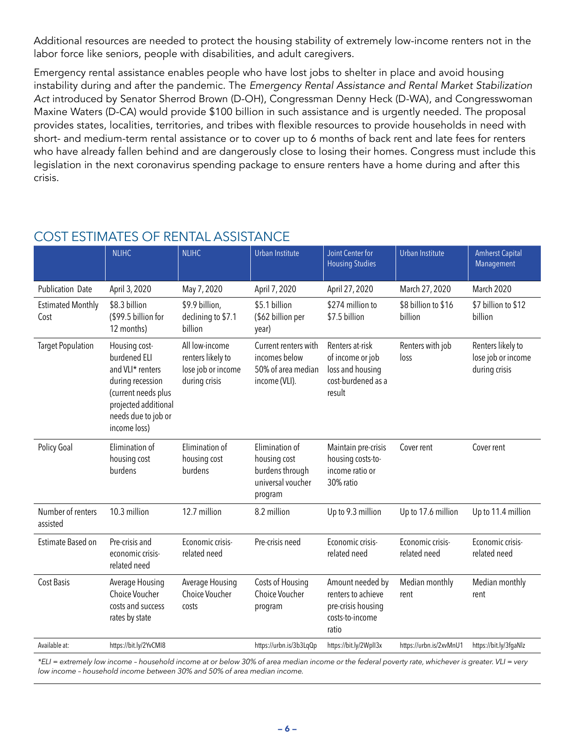Additional resources are needed to protect the housing stability of extremely low-income renters not in the labor force like seniors, people with disabilities, and adult caregivers.

Emergency rental assistance enables people who have lost jobs to shelter in place and avoid housing instability during and after the pandemic. The *Emergency Rental Assistance and Rental Market Stabilization Act* introduced by Senator Sherrod Brown (D-OH), Congressman Denny Heck (D-WA), and Congresswoman Maxine Waters (D-CA) would provide $100 billion in such assistance and is urgently needed. The proposal provides states, localities, territories, and tribes with flexible resources to provide households in need with short- and medium-term rental assistance or to cover up to 6 months of back rent and late fees for renters who have already fallen behind and are dangerously close to losing their homes. Congress must include this legislation in the next coronavirus spending package to ensure renters have a home during and after this crisis.

## COST ESTIMATES OF RENTAL ASSISTANCE

| | NLIHC | NLIHC | Urban Institute | Joint Center for Housing Studies | Urban Institute | Amherst Capital Management |
|---|---|---|---|---|---|---|
| Publication Date | April 3, 2020 | May 7, 2020 | April 7, 2020 | April 27, 2020 | March 27, 2020 | March 2020 |
| Estimated Monthly Cost | $8.3 billion ($99.5 billion for 12 months) | $9.9 billion, declining to $7.1 billion | $5.1 billion ($62 billion per year) | $274 million to $7.5 billion | $8 billion to $16 billion | $7 billion to $12 billion |
| Target Population | Housing cost-burdened ELI and VLI* renters during recession (current needs plus projected additional needs due to job or income loss) | All low-income renters likely to lose job or income during crisis | Current renters with incomes below 50% of area median income (VLI). | Renters at-risk of income or job loss and housing cost-burdened as a result | Renters with job loss | Renters likely to lose job or income during crisis |
| Policy Goal | Elimination of housing cost burdens | Elimination of housing cost burdens | Elimination of housing cost burdens through universal voucher program | Maintain pre-crisis housing costs-to-income ratio or 30% ratio | Cover rent | Cover rent |
| Number of renters assisted | 10.3 million | 12.7 million | 8.2 million | Up to 9.3 million | Up to 17.6 million | Up to 11.4 million |
| Estimate Based on | Pre-crisis and economic crisis-related need | Economic crisis-related need | Pre-crisis need | Economic crisis-related need | Economic crisis-related need | Economic crisis-related need |
| Cost Basis | Average Housing Choice Voucher costs and success rates by state | Average Housing Choice Voucher costs | Costs of Housing Choice Voucher program | Amount needed by renters to achieve pre-crisis housing costs-to-income ratio | Median monthly rent | Median monthly rent |
| Available at: | https://bit.ly/2YvCMI8 | | https://urbn.is/3b3LqQp | https://bit.ly/2WplI3x | https://urbn.is/2xvMnU1 | https://bit.ly/3fgaNlz |

*\*ELI = extremely low income – household income at or below 30% of area median income or the federal poverty rate, whichever is greater. VLI = very low income – household income between 30% and 50% of area median income.*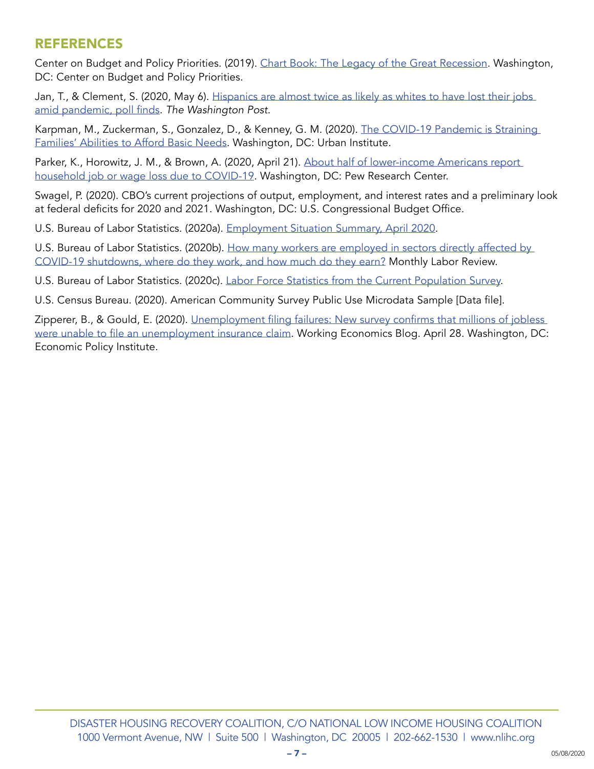## REFERENCES

Center on Budget and Policy Priorities. (2019). Chart Book: The Legacy of the Great Recession. Washington, DC: Center on Budget and Policy Priorities.

Jan, T., & Clement, S. (2020, May 6). Hispanics are almost twice as likely as whites to have lost their jobs amid pandemic, poll finds. *The Washington Post*.

Karpman, M., Zuckerman, S., Gonzalez, D., & Kenney, G. M. (2020). The COVID-19 Pandemic is Straining Families' Abilities to Afford Basic Needs. Washington, DC: Urban Institute.

Parker, K., Horowitz, J. M., & Brown, A. (2020, April 21). About half of lower-income Americans report household job or wage loss due to COVID-19. Washington, DC: Pew Research Center.

Swagel, P. (2020). CBO's current projections of output, employment, and interest rates and a preliminary look at federal deficits for 2020 and 2021. Washington, DC: U.S. Congressional Budget Office.

U.S. Bureau of Labor Statistics. (2020a). Employment Situation Summary, April 2020.

U.S. Bureau of Labor Statistics. (2020b). How many workers are employed in sectors directly affected by COVID-19 shutdowns, where do they work, and how much do they earn? Monthly Labor Review.

U.S. Bureau of Labor Statistics. (2020c). Labor Force Statistics from the Current Population Survey.

U.S. Census Bureau. (2020). American Community Survey Public Use Microdata Sample [Data file].

Zipperer, B., & Gould, E. (2020). Unemployment filing failures: New survey confirms that millions of jobless were unable to file an unemployment insurance claim. Working Economics Blog. April 28. Washington, DC: Economic Policy Institute.